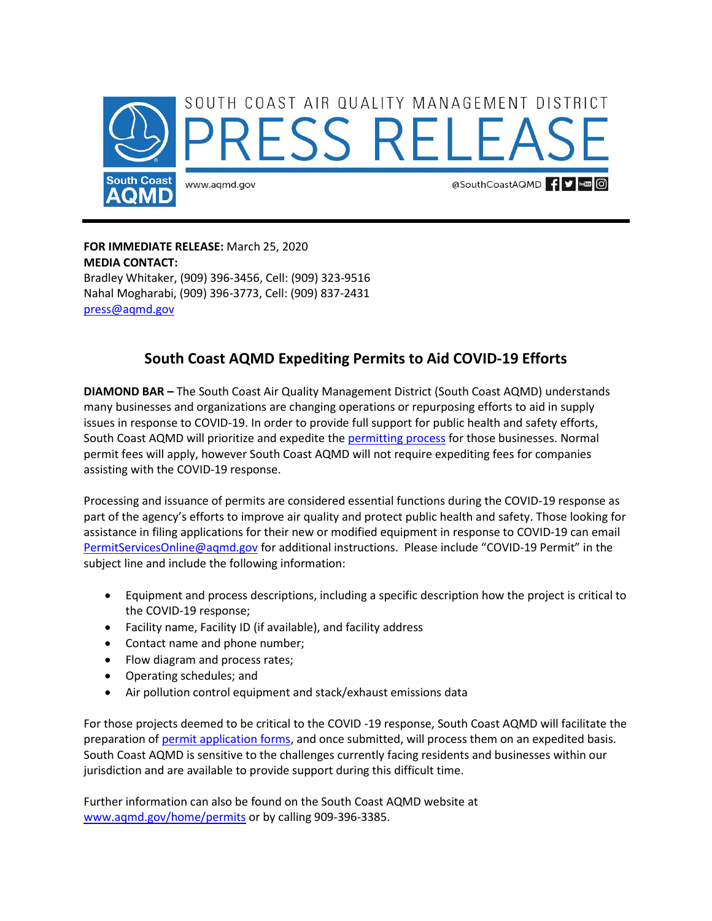SOUTH COAST AIR QUALITY MANAGEMENT DISTRICT

# PRESS RELEASE

South Coast AQMD

www.aqmd.gov

@SouthCoastAQMD

**FOR IMMEDIATE RELEASE:** March 25, 2020
**MEDIA CONTACT:**
Bradley Whitaker, (909) 396-3456, Cell: (909) 323-9516
Nahal Mogharabi, (909) 396-3773, Cell: (909) 837-2431
press@aqmd.gov

## South Coast AQMD Expediting Permits to Aid COVID-19 Efforts

**DIAMOND BAR –** The South Coast Air Quality Management District (South Coast AQMD) understands many businesses and organizations are changing operations or repurposing efforts to aid in supply issues in response to COVID-19. In order to provide full support for public health and safety efforts, South Coast AQMD will prioritize and expedite the permitting process for those businesses. Normal permit fees will apply, however South Coast AQMD will not require expediting fees for companies assisting with the COVID-19 response.

Processing and issuance of permits are considered essential functions during the COVID-19 response as part of the agency's efforts to improve air quality and protect public health and safety. Those looking for assistance in filing applications for their new or modified equipment in response to COVID-19 can email PermitServicesOnline@aqmd.gov for additional instructions. Please include "COVID-19 Permit" in the subject line and include the following information:

- Equipment and process descriptions, including a specific description how the project is critical to the COVID-19 response;
- Facility name, Facility ID (if available), and facility address
- Contact name and phone number;
- Flow diagram and process rates;
- Operating schedules; and
- Air pollution control equipment and stack/exhaust emissions data

For those projects deemed to be critical to the COVID -19 response, South Coast AQMD will facilitate the preparation of permit application forms, and once submitted, will process them on an expedited basis. South Coast AQMD is sensitive to the challenges currently facing residents and businesses within our jurisdiction and are available to provide support during this difficult time.

Further information can also be found on the South Coast AQMD website at www.aqmd.gov/home/permits or by calling 909-396-3385.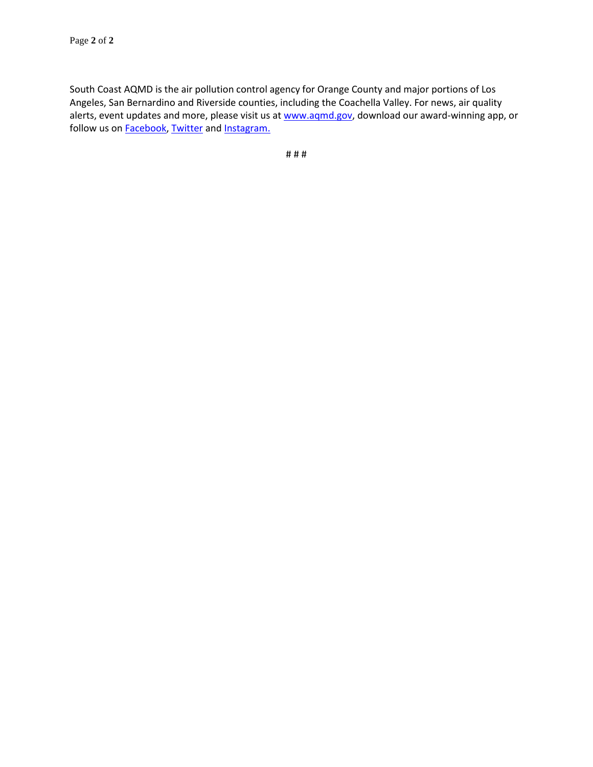South Coast AQMD is the air pollution control agency for Orange County and major portions of Los Angeles, San Bernardino and Riverside counties, including the Coachella Valley. For news, air quality alerts, event updates and more, please visit us at www.aqmd.gov, download our award-winning app, or follow us on Facebook, Twitter and Instagram.

# # #